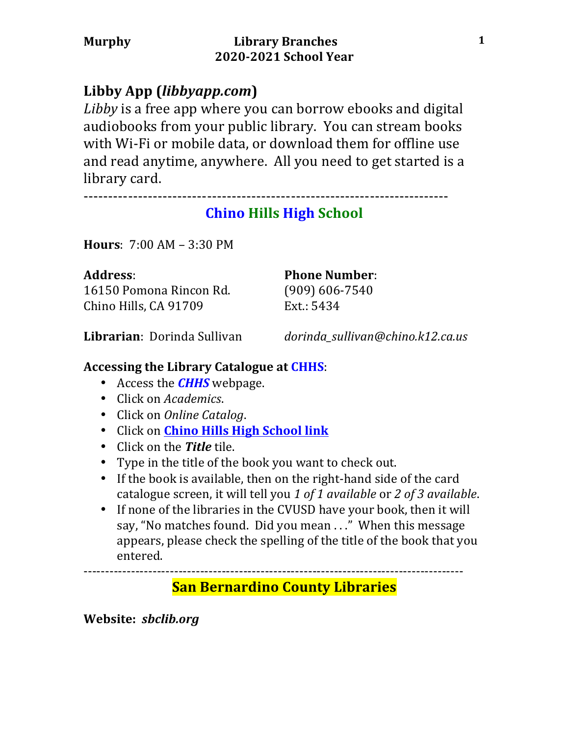# Library Branches
## 2020-2021 School Year

## Libby App (*libbyapp.com*)

*Libby* is a free app where you can borrow ebooks and digital audiobooks from your public library. You can stream books with Wi-Fi or mobile data, or download them for offline use and read anytime, anywhere. All you need to get started is a library card.

---

## Chino Hills High School

**Hours**: 7:00 AM – 3:30 PM

**Address**:
16150 Pomona Rincon Rd.
Chino Hills, CA 91709

**Phone Number**:
(909) 606-7540
Ext.: 5434

**Librarian**: Dorinda Sullivan *dorinda_sullivan@chino.k12.ca.us*

**Accessing the Library Catalogue at CHHS**:

- Access the ***CHHS*** webpage.
- Click on *Academics*.
- Click on *Online Catalog*.
- Click on **Chino Hills High School link**
- Click on the ***Title*** tile.
- Type in the title of the book you want to check out.
- If the book is available, then on the right-hand side of the card catalogue screen, it will tell you *1 of 1 available* or *2 of 3 available*.
- If none of the libraries in the CVUSD have your book, then it will say, "No matches found. Did you mean . . ." When this message appears, please check the spelling of the title of the book that you entered.

---

## San Bernardino County Libraries

**Website:** ***sbclib.org***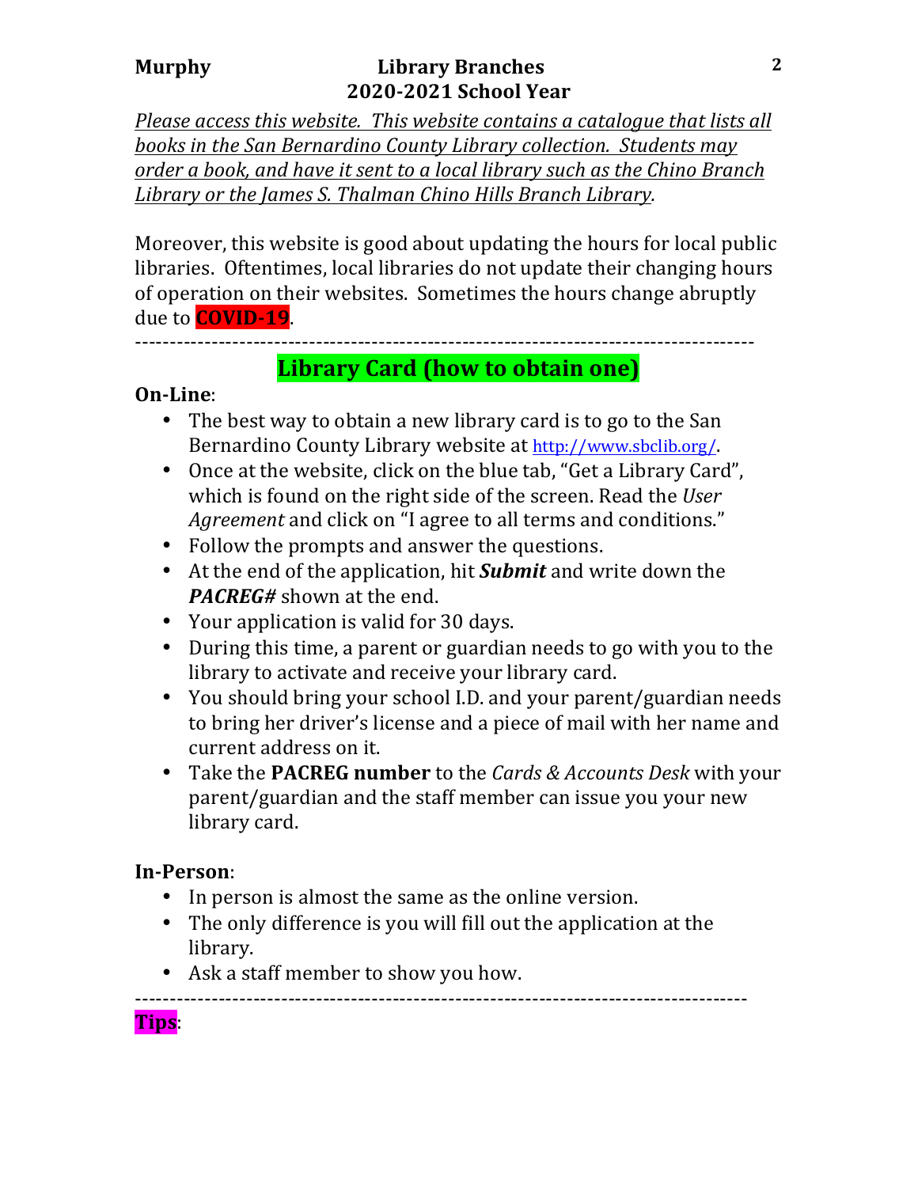**Murphy** **Library Branches**
**2020-2021 School Year**

*Please access this website. This website contains a catalogue that lists all books in the San Bernardino County Library collection. Students may order a book, and have it sent to a local library such as the Chino Branch Library or the James S. Thalman Chino Hills Branch Library.*

Moreover, this website is good about updating the hours for local public libraries. Oftentimes, local libraries do not update their changing hours of operation on their websites. Sometimes the hours change abruptly due to **COVID-19**.

---

## Library Card (how to obtain one)

**On-Line**:

- The best way to obtain a new library card is to go to the San Bernardino County Library website at http://www.sbclib.org/.
- Once at the website, click on the blue tab, "Get a Library Card", which is found on the right side of the screen. Read the *User Agreement* and click on "I agree to all terms and conditions."
- Follow the prompts and answer the questions.
- At the end of the application, hit ***Submit*** and write down the ***PACREG#*** shown at the end.
- Your application is valid for 30 days.
- During this time, a parent or guardian needs to go with you to the library to activate and receive your library card.
- You should bring your school I.D. and your parent/guardian needs to bring her driver's license and a piece of mail with her name and current address on it.
- Take the **PACREG number** to the *Cards & Accounts Desk* with your parent/guardian and the staff member can issue you your new library card.

**In-Person**:

- In person is almost the same as the online version.
- The only difference is you will fill out the application at the library.
- Ask a staff member to show you how.

---

**Tips**: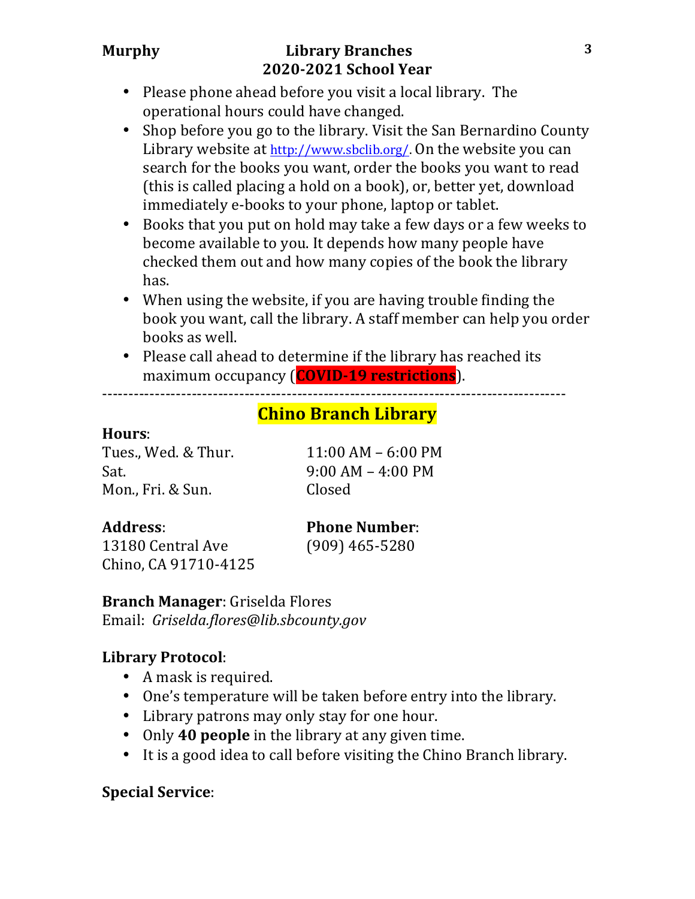- Please phone ahead before you visit a local library. The operational hours could have changed.
- Shop before you go to the library. Visit the San Bernardino County Library website at http://www.sbclib.org/. On the website you can search for the books you want, order the books you want to read (this is called placing a hold on a book), or, better yet, download immediately e-books to your phone, laptop or tablet.
- Books that you put on hold may take a few days or a few weeks to become available to you. It depends how many people have checked them out and how many copies of the book the library has.
- When using the website, if you are having trouble finding the book you want, call the library. A staff member can help you order books as well.
- Please call ahead to determine if the library has reached its maximum occupancy (**COVID-19 restrictions**).

---

## Chino Branch Library

**Hours**:

| | |
|---|---|
| Tues., Wed. & Thur. | 11:00 AM – 6:00 PM |
| Sat. | 9:00 AM – 4:00 PM |
| Mon., Fri. & Sun. | Closed |

**Address**:
13180 Central Ave
Chino, CA 91710-4125

**Phone Number**:
(909) 465-5280

**Branch Manager**: Griselda Flores
Email: *Griselda.flores@lib.sbcounty.gov*

**Library Protocol**:

- A mask is required.
- One's temperature will be taken before entry into the library.
- Library patrons may only stay for one hour.
- Only **40 people** in the library at any given time.
- It is a good idea to call before visiting the Chino Branch library.

**Special Service**: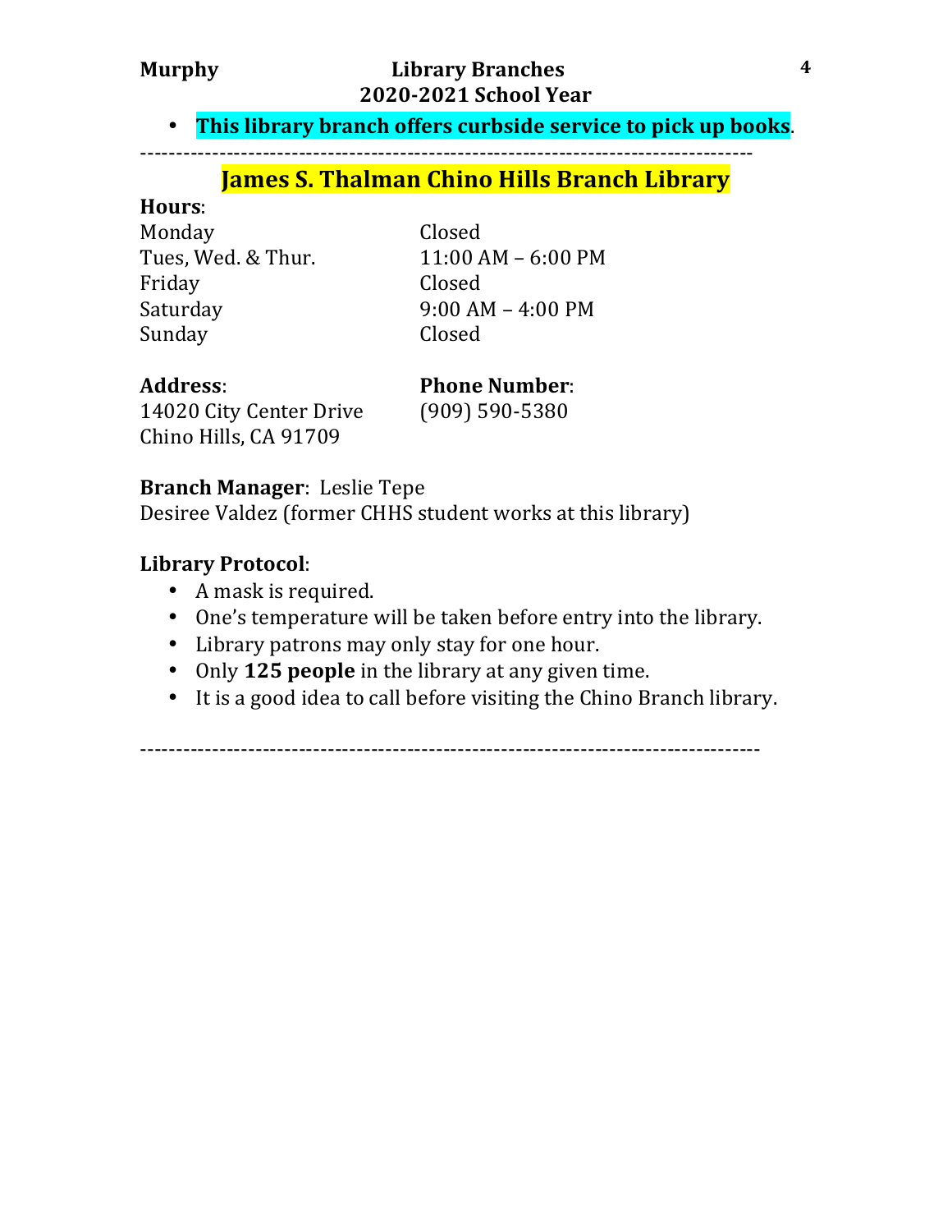- **This library branch offers curbside service to pick up books**.

-----------------------------------------------------------------------------------

## James S. Thalman Chino Hills Branch Library

**Hours**:

| | |
|---|---|
| Monday | Closed |
| Tues, Wed. & Thur. | 11:00 AM – 6:00 PM |
| Friday | Closed |
| Saturday | 9:00 AM – 4:00 PM |
| Sunday | Closed |

**Address**:
14020 City Center Drive
Chino Hills, CA 91709

**Phone Number**:
(909) 590-5380

**Branch Manager**: Leslie Tepe
Desiree Valdez (former CHHS student works at this library)

**Library Protocol**:

- A mask is required.
- One's temperature will be taken before entry into the library.
- Library patrons may only stay for one hour.
- Only **125 people** in the library at any given time.
- It is a good idea to call before visiting the Chino Branch library.

-----------------------------------------------------------------------------------